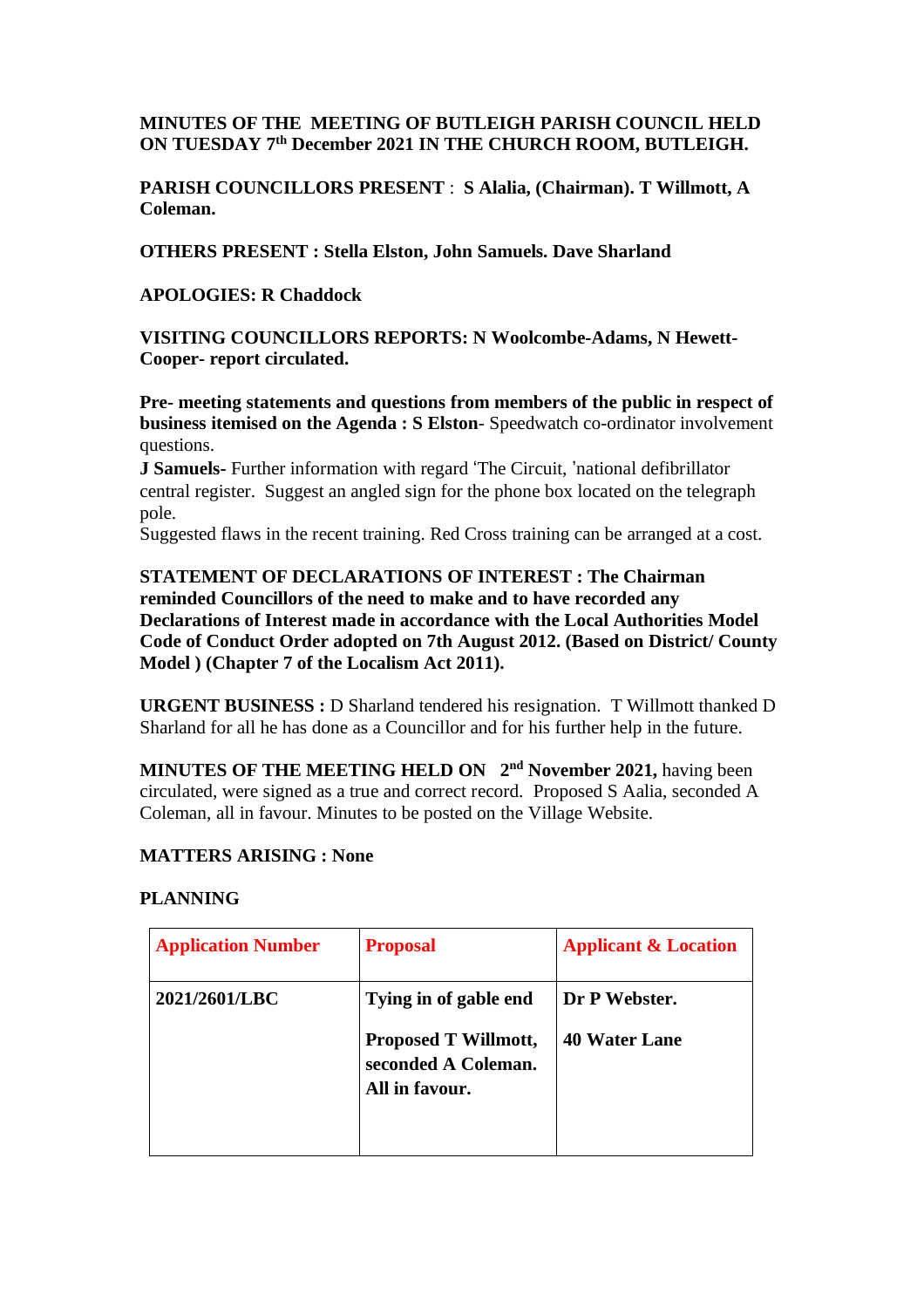**MINUTES OF THE MEETING OF BUTLEIGH PARISH COUNCIL HELD ON TUESDAY 7th December 2021 IN THE CHURCH ROOM, BUTLEIGH.**

**PARISH COUNCILLORS PRESENT** : **S Alalia, (Chairman). T Willmott, A Coleman.**

**OTHERS PRESENT : Stella Elston, John Samuels. Dave Sharland**

**APOLOGIES: R Chaddock**

**VISITING COUNCILLORS REPORTS: N Woolcombe-Adams, N Hewett-Cooper- report circulated.**

**Pre- meeting statements and questions from members of the public in respect of business itemised on the Agenda : S Elston**- Speedwatch co-ordinator involvement questions.

**J Samuels-** Further information with regard 'The Circuit, 'national defibrillator central register. Suggest an angled sign for the phone box located on the telegraph pole.

Suggested flaws in the recent training. Red Cross training can be arranged at a cost.

**STATEMENT OF DECLARATIONS OF INTEREST : The Chairman reminded Councillors of the need to make and to have recorded any Declarations of Interest made in accordance with the Local Authorities Model Code of Conduct Order adopted on 7th August 2012. (Based on District/ County Model ) (Chapter 7 of the Localism Act 2011).**

**URGENT BUSINESS :** D Sharland tendered his resignation. T Willmott thanked D Sharland for all he has done as a Councillor and for his further help in the future.

**MINUTES OF THE MEETING HELD ON 2nd November 2021,** having been circulated, were signed as a true and correct record. Proposed S Aalia, seconded A Coleman, all in favour. Minutes to be posted on the Village Website.

**MATTERS ARISING : None**

**PLANNING**

| Application Number | Proposal | Applicant & Location |
|---|---|---|
| **2021/2601/LBC** | **Tying in of gable end**<br><br>**Proposed T Willmott, seconded A Coleman. All in favour.** | **Dr P Webster.**<br><br>**40 Water Lane** |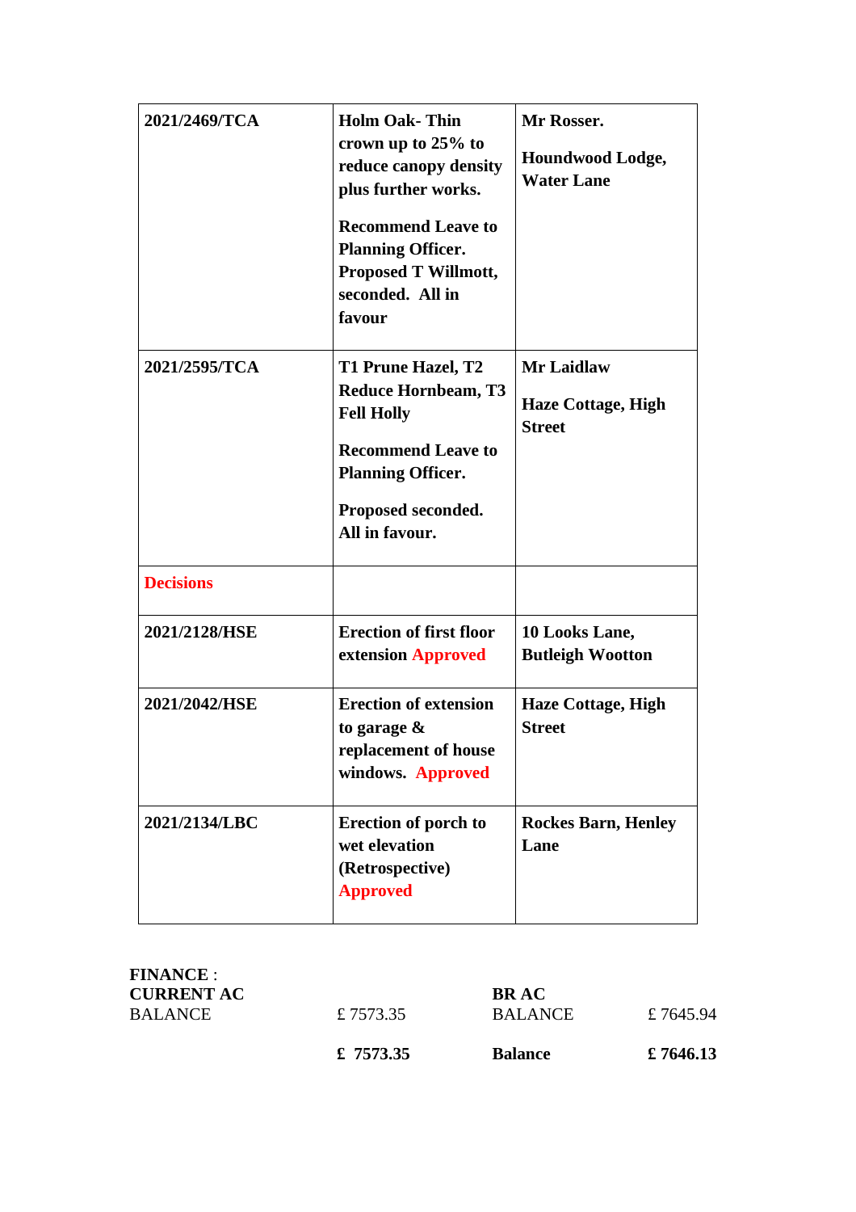| | | |
|---|---|---|
| **2021/2469/TCA** | **Holm Oak- Thin crown up to 25% to reduce canopy density plus further works.**<br><br>**Recommend Leave to Planning Officer. Proposed T Willmott, seconded. All in favour** | **Mr Rosser.**<br><br>**Houndwood Lodge, Water Lane** |
| **2021/2595/TCA** | **T1 Prune Hazel, T2 Reduce Hornbeam, T3 Fell Holly**<br><br>**Recommend Leave to Planning Officer.**<br><br>**Proposed seconded. All in favour.** | **Mr Laidlaw**<br><br>**Haze Cottage, High Street** |
| **Decisions** | | |
| **2021/2128/HSE** | **Erection of first floor extension Approved** | **10 Looks Lane, Butleigh Wootton** |
| **2021/2042/HSE** | **Erection of extension to garage & replacement of house windows. Approved** | **Haze Cottage, High Street** |
| **2021/2134/LBC** | **Erection of porch to wet elevation (Retrospective) Approved** | **Rockes Barn, Henley Lane** |

**FINANCE** :

| **CURRENT AC** | | **BR AC** | |
|---|---|---|---|
| BALANCE | £ 7573.35 | BALANCE | £ 7645.94 |
| | **£ 7573.35** | **Balance** | **£ 7646.13** |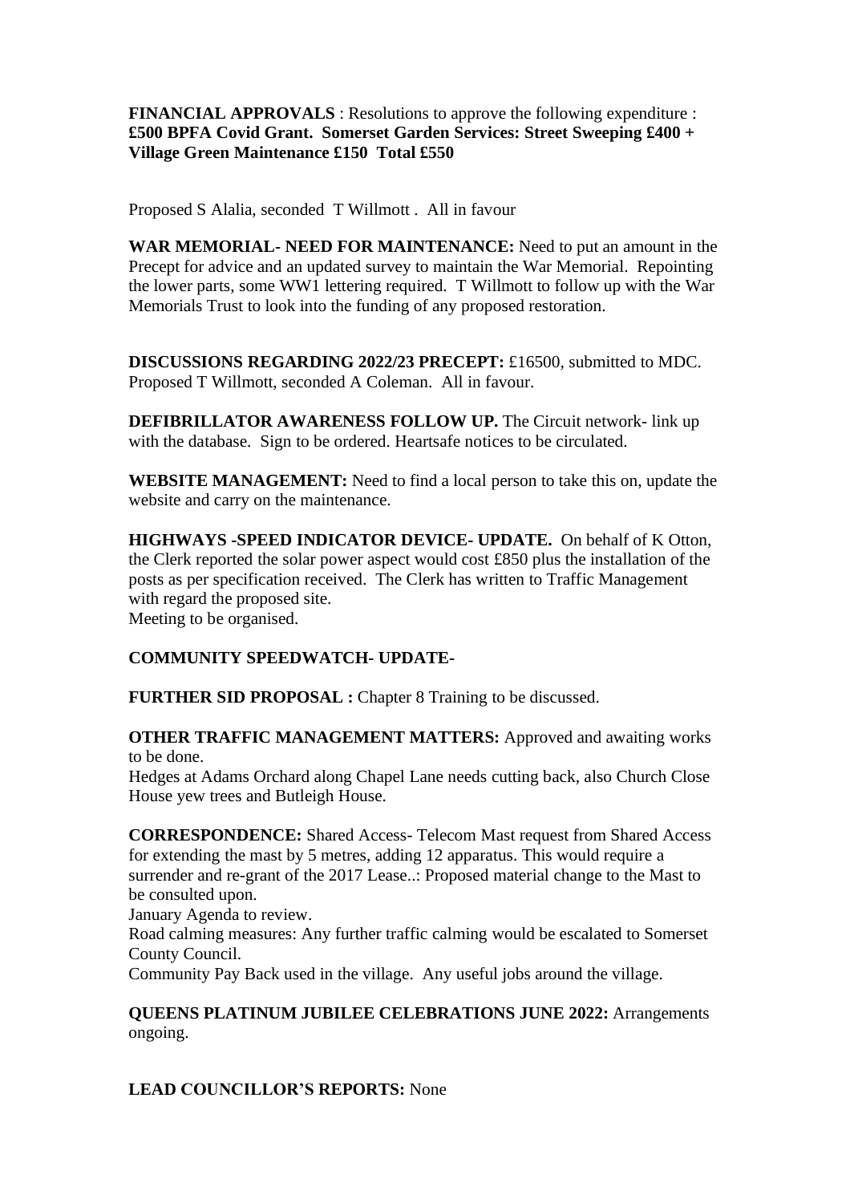**FINANCIAL APPROVALS** : Resolutions to approve the following expenditure : **£500 BPFA Covid Grant. Somerset Garden Services: Street Sweeping £400 + Village Green Maintenance £150 Total £550**

Proposed S Alalia, seconded T Willmott . All in favour

**WAR MEMORIAL- NEED FOR MAINTENANCE:** Need to put an amount in the Precept for advice and an updated survey to maintain the War Memorial. Repointing the lower parts, some WW1 lettering required. T Willmott to follow up with the War Memorials Trust to look into the funding of any proposed restoration.

**DISCUSSIONS REGARDING 2022/23 PRECEPT:** £16500, submitted to MDC. Proposed T Willmott, seconded A Coleman. All in favour.

**DEFIBRILLATOR AWARENESS FOLLOW UP.** The Circuit network- link up with the database. Sign to be ordered. Heartsafe notices to be circulated.

**WEBSITE MANAGEMENT:** Need to find a local person to take this on, update the website and carry on the maintenance.

**HIGHWAYS -SPEED INDICATOR DEVICE- UPDATE.** On behalf of K Otton, the Clerk reported the solar power aspect would cost £850 plus the installation of the posts as per specification received. The Clerk has written to Traffic Management with regard the proposed site.
Meeting to be organised.

**COMMUNITY SPEEDWATCH- UPDATE-**

**FURTHER SID PROPOSAL :** Chapter 8 Training to be discussed.

**OTHER TRAFFIC MANAGEMENT MATTERS:** Approved and awaiting works to be done.
Hedges at Adams Orchard along Chapel Lane needs cutting back, also Church Close House yew trees and Butleigh House.

**CORRESPONDENCE:** Shared Access- Telecom Mast request from Shared Access for extending the mast by 5 metres, adding 12 apparatus. This would require a surrender and re-grant of the 2017 Lease..: Proposed material change to the Mast to be consulted upon.
January Agenda to review.
Road calming measures: Any further traffic calming would be escalated to Somerset County Council.
Community Pay Back used in the village. Any useful jobs around the village.

**QUEENS PLATINUM JUBILEE CELEBRATIONS JUNE 2022:** Arrangements ongoing.

**LEAD COUNCILLOR'S REPORTS:** None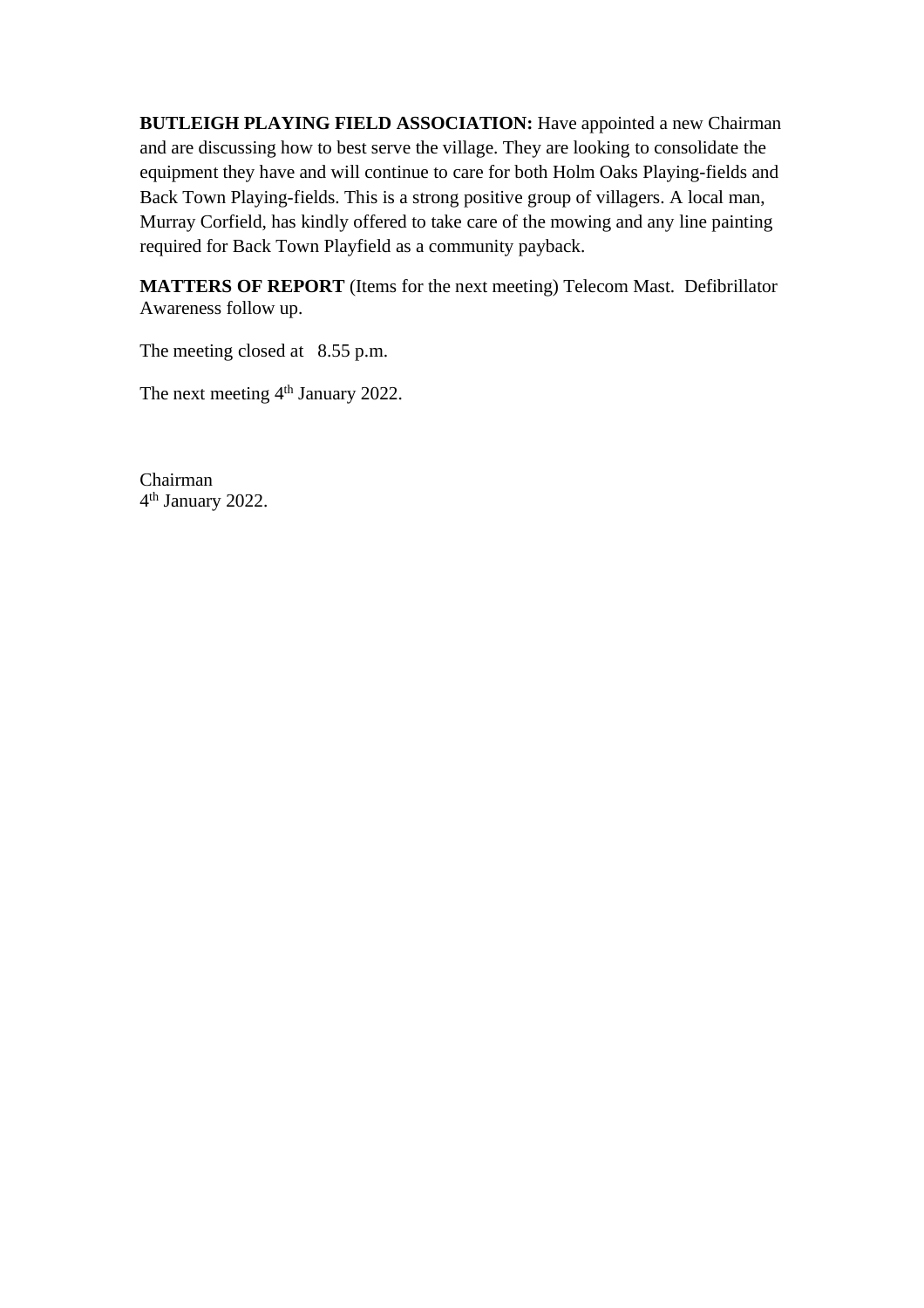**BUTLEIGH PLAYING FIELD ASSOCIATION:** Have appointed a new Chairman and are discussing how to best serve the village. They are looking to consolidate the equipment they have and will continue to care for both Holm Oaks Playing-fields and Back Town Playing-fields. This is a strong positive group of villagers. A local man, Murray Corfield, has kindly offered to take care of the mowing and any line painting required for Back Town Playfield as a community payback.

**MATTERS OF REPORT** (Items for the next meeting) Telecom Mast. Defibrillator Awareness follow up.

The meeting closed at 8.55 p.m.

The next meeting 4th January 2022.

Chairman
4th January 2022.